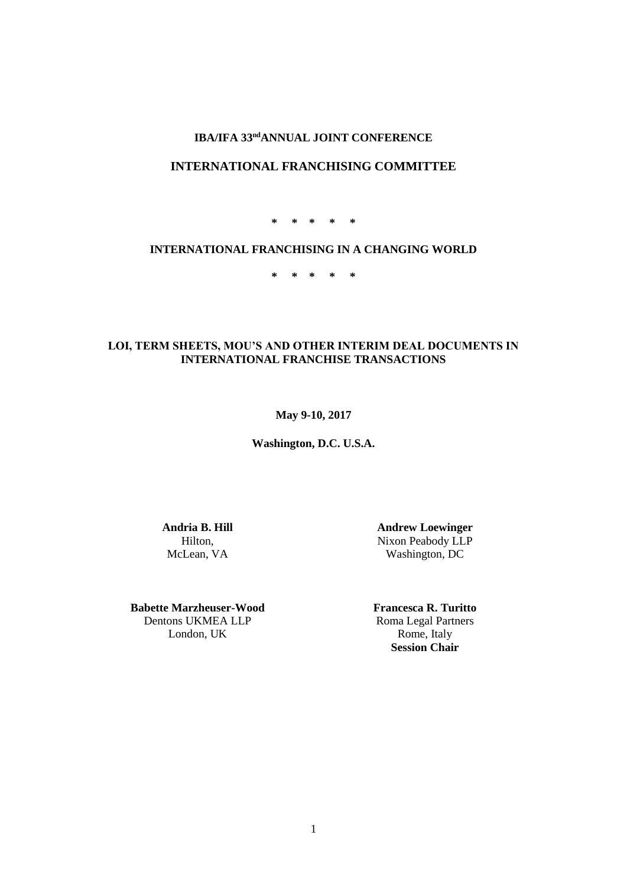**IBA/IFA 33nd ANNUAL JOINT CONFERENCE**

**INTERNATIONAL FRANCHISING COMMITTEE**

\* \* \* \* \*

**INTERNATIONAL FRANCHISING IN A CHANGING WORLD**

\* \* \* \* \*

**LOI, TERM SHEETS, MOU'S AND OTHER INTERIM DEAL DOCUMENTS IN INTERNATIONAL FRANCHISE TRANSACTIONS**

**May 9-10, 2017**

**Washington, D.C. U.S.A.**

**Andria B. Hill**
Hilton,
McLean, VA

**Andrew Loewinger**
Nixon Peabody LLP
Washington, DC

**Babette Marzheuser-Wood**
Dentons UKMEA LLP
London, UK

**Francesca R. Turitto**
Roma Legal Partners
Rome, Italy
**Session Chair**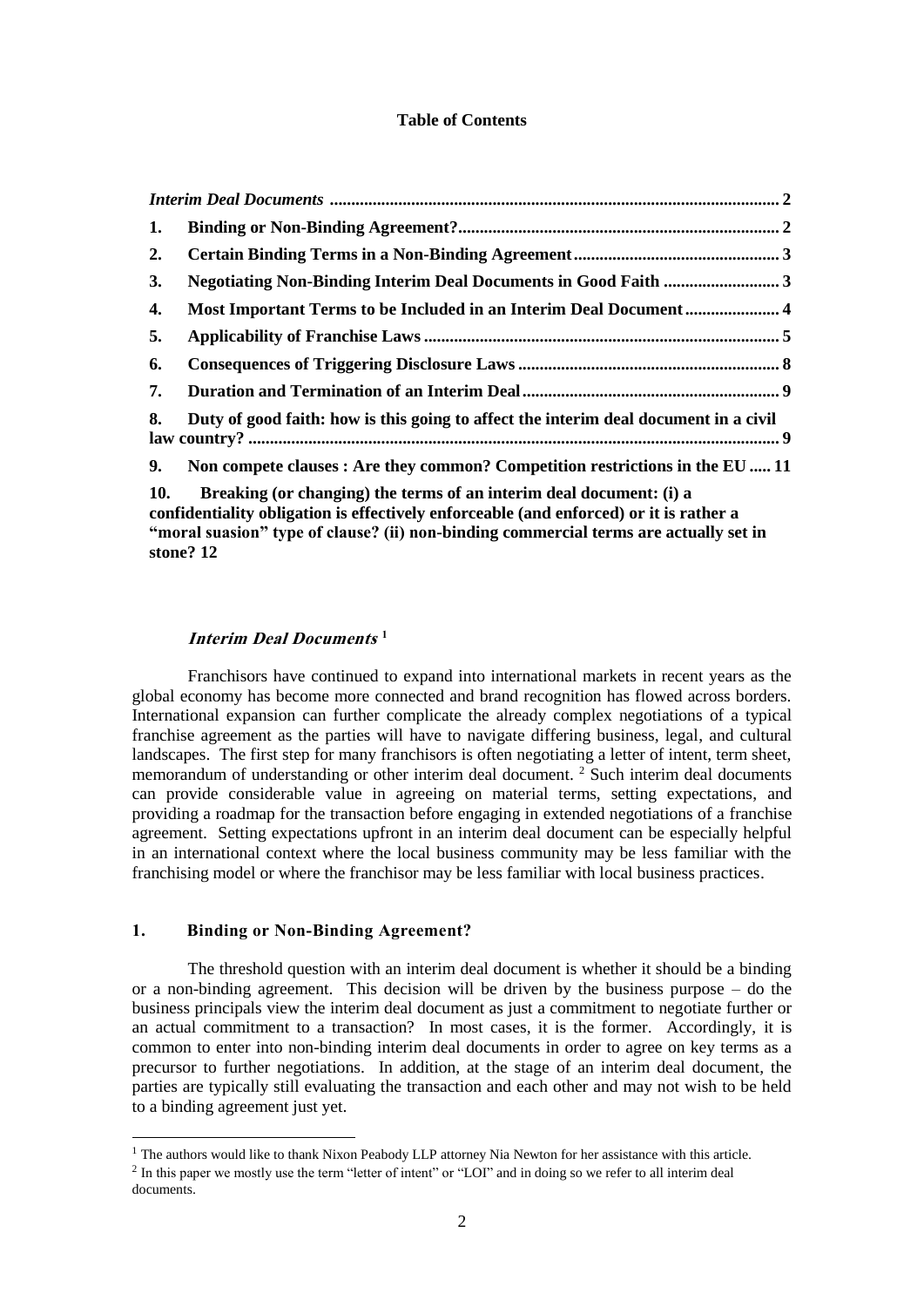**Table of Contents**

*Interim Deal Documents* ........................................................................................................ 2

1. **Binding or Non-Binding Agreement?**.......................................................................... 2
2. **Certain Binding Terms in a Non-Binding Agreement**................................................ 3
3. **Negotiating Non-Binding Interim Deal Documents in Good Faith** ........................... 3
4. **Most Important Terms to be Included in an Interim Deal Document**...................... 4
5. **Applicability of Franchise Laws** .................................................................................. 5
6. **Consequences of Triggering Disclosure Laws** ............................................................ 8
7. **Duration and Termination of an Interim Deal**........................................................... 9
8. **Duty of good faith: how is this going to affect the interim deal document in a civil law country?** ............................................................................................................................ 9
9. **Non compete clauses : Are they common? Competition restrictions in the EU** ..... 11
10. **Breaking (or changing) the terms of an interim deal document: (i) a confidentiality obligation is effectively enforceable (and enforced) or it is rather a "moral suasion" type of clause? (ii) non-binding commercial terms are actually set in stone? 12**

## *Interim Deal Documents* [1]

Franchisors have continued to expand into international markets in recent years as the global economy has become more connected and brand recognition has flowed across borders. International expansion can further complicate the already complex negotiations of a typical franchise agreement as the parties will have to navigate differing business, legal, and cultural landscapes. The first step for many franchisors is often negotiating a letter of intent, term sheet, memorandum of understanding or other interim deal document. [2] Such interim deal documents can provide considerable value in agreeing on material terms, setting expectations, and providing a roadmap for the transaction before engaging in extended negotiations of a franchise agreement. Setting expectations upfront in an interim deal document can be especially helpful in an international context where the local business community may be less familiar with the franchising model or where the franchisor may be less familiar with local business practices.

## 1. Binding or Non-Binding Agreement?

The threshold question with an interim deal document is whether it should be a binding or a non-binding agreement. This decision will be driven by the business purpose – do the business principals view the interim deal document as just a commitment to negotiate further or an actual commitment to a transaction? In most cases, it is the former. Accordingly, it is common to enter into non-binding interim deal documents in order to agree on key terms as a precursor to further negotiations. In addition, at the stage of an interim deal document, the parties are typically still evaluating the transaction and each other and may not wish to be held to a binding agreement just yet.

---

[1] The authors would like to thank Nixon Peabody LLP attorney Nia Newton for her assistance with this article.

[2] In this paper we mostly use the term "letter of intent" or "LOI" and in doing so we refer to all interim deal documents.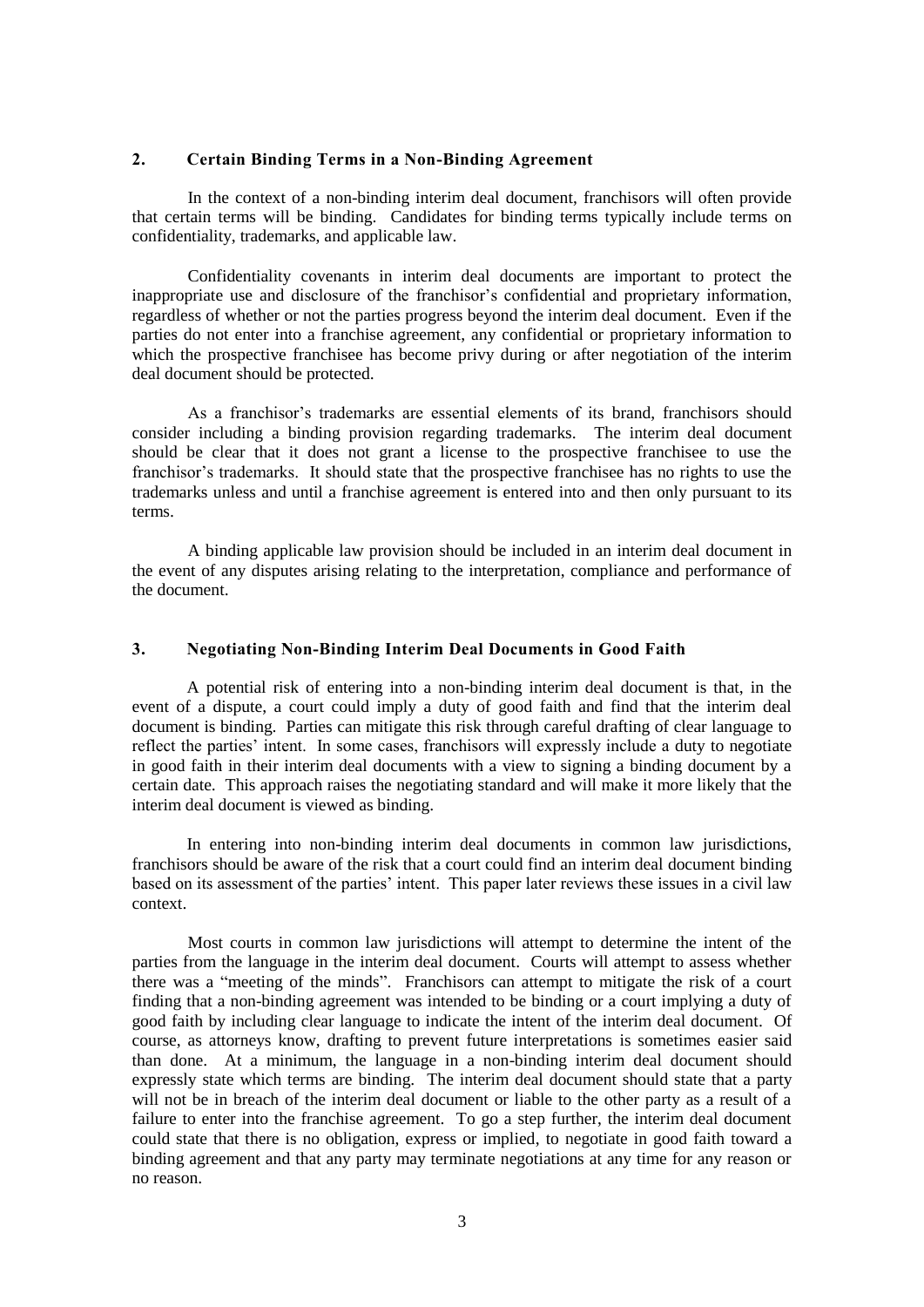### 2. Certain Binding Terms in a Non-Binding Agreement

In the context of a non-binding interim deal document, franchisors will often provide that certain terms will be binding. Candidates for binding terms typically include terms on confidentiality, trademarks, and applicable law.

Confidentiality covenants in interim deal documents are important to protect the inappropriate use and disclosure of the franchisor's confidential and proprietary information, regardless of whether or not the parties progress beyond the interim deal document. Even if the parties do not enter into a franchise agreement, any confidential or proprietary information to which the prospective franchisee has become privy during or after negotiation of the interim deal document should be protected.

As a franchisor's trademarks are essential elements of its brand, franchisors should consider including a binding provision regarding trademarks. The interim deal document should be clear that it does not grant a license to the prospective franchisee to use the franchisor's trademarks. It should state that the prospective franchisee has no rights to use the trademarks unless and until a franchise agreement is entered into and then only pursuant to its terms.

A binding applicable law provision should be included in an interim deal document in the event of any disputes arising relating to the interpretation, compliance and performance of the document.

### 3. Negotiating Non-Binding Interim Deal Documents in Good Faith

A potential risk of entering into a non-binding interim deal document is that, in the event of a dispute, a court could imply a duty of good faith and find that the interim deal document is binding. Parties can mitigate this risk through careful drafting of clear language to reflect the parties' intent. In some cases, franchisors will expressly include a duty to negotiate in good faith in their interim deal documents with a view to signing a binding document by a certain date. This approach raises the negotiating standard and will make it more likely that the interim deal document is viewed as binding.

In entering into non-binding interim deal documents in common law jurisdictions, franchisors should be aware of the risk that a court could find an interim deal document binding based on its assessment of the parties' intent. This paper later reviews these issues in a civil law context.

Most courts in common law jurisdictions will attempt to determine the intent of the parties from the language in the interim deal document. Courts will attempt to assess whether there was a "meeting of the minds". Franchisors can attempt to mitigate the risk of a court finding that a non-binding agreement was intended to be binding or a court implying a duty of good faith by including clear language to indicate the intent of the interim deal document. Of course, as attorneys know, drafting to prevent future interpretations is sometimes easier said than done. At a minimum, the language in a non-binding interim deal document should expressly state which terms are binding. The interim deal document should state that a party will not be in breach of the interim deal document or liable to the other party as a result of a failure to enter into the franchise agreement. To go a step further, the interim deal document could state that there is no obligation, express or implied, to negotiate in good faith toward a binding agreement and that any party may terminate negotiations at any time for any reason or no reason.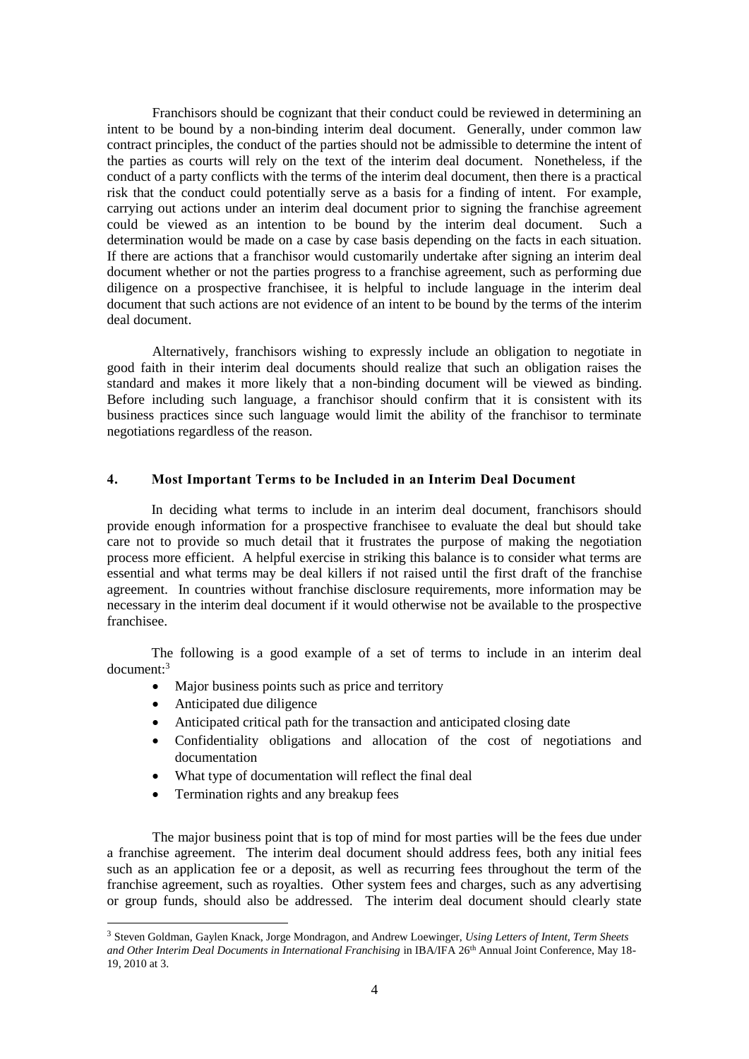Franchisors should be cognizant that their conduct could be reviewed in determining an intent to be bound by a non-binding interim deal document. Generally, under common law contract principles, the conduct of the parties should not be admissible to determine the intent of the parties as courts will rely on the text of the interim deal document. Nonetheless, if the conduct of a party conflicts with the terms of the interim deal document, then there is a practical risk that the conduct could potentially serve as a basis for a finding of intent. For example, carrying out actions under an interim deal document prior to signing the franchise agreement could be viewed as an intention to be bound by the interim deal document. Such a determination would be made on a case by case basis depending on the facts in each situation. If there are actions that a franchisor would customarily undertake after signing an interim deal document whether or not the parties progress to a franchise agreement, such as performing due diligence on a prospective franchisee, it is helpful to include language in the interim deal document that such actions are not evidence of an intent to be bound by the terms of the interim deal document.

Alternatively, franchisors wishing to expressly include an obligation to negotiate in good faith in their interim deal documents should realize that such an obligation raises the standard and makes it more likely that a non-binding document will be viewed as binding. Before including such language, a franchisor should confirm that it is consistent with its business practices since such language would limit the ability of the franchisor to terminate negotiations regardless of the reason.

## 4. Most Important Terms to be Included in an Interim Deal Document

In deciding what terms to include in an interim deal document, franchisors should provide enough information for a prospective franchisee to evaluate the deal but should take care not to provide so much detail that it frustrates the purpose of making the negotiation process more efficient. A helpful exercise in striking this balance is to consider what terms are essential and what terms may be deal killers if not raised until the first draft of the franchise agreement. In countries without franchise disclosure requirements, more information may be necessary in the interim deal document if it would otherwise not be available to the prospective franchisee.

The following is a good example of a set of terms to include in an interim deal document:[3]

- Major business points such as price and territory
- Anticipated due diligence
- Anticipated critical path for the transaction and anticipated closing date
- Confidentiality obligations and allocation of the cost of negotiations and documentation
- What type of documentation will reflect the final deal
- Termination rights and any breakup fees

The major business point that is top of mind for most parties will be the fees due under a franchise agreement. The interim deal document should address fees, both any initial fees such as an application fee or a deposit, as well as recurring fees throughout the term of the franchise agreement, such as royalties. Other system fees and charges, such as any advertising or group funds, should also be addressed. The interim deal document should clearly state

[3] Steven Goldman, Gaylen Knack, Jorge Mondragon, and Andrew Loewinger, *Using Letters of Intent, Term Sheets and Other Interim Deal Documents in International Franchising* in IBA/IFA 26th Annual Joint Conference, May 18-19, 2010 at 3.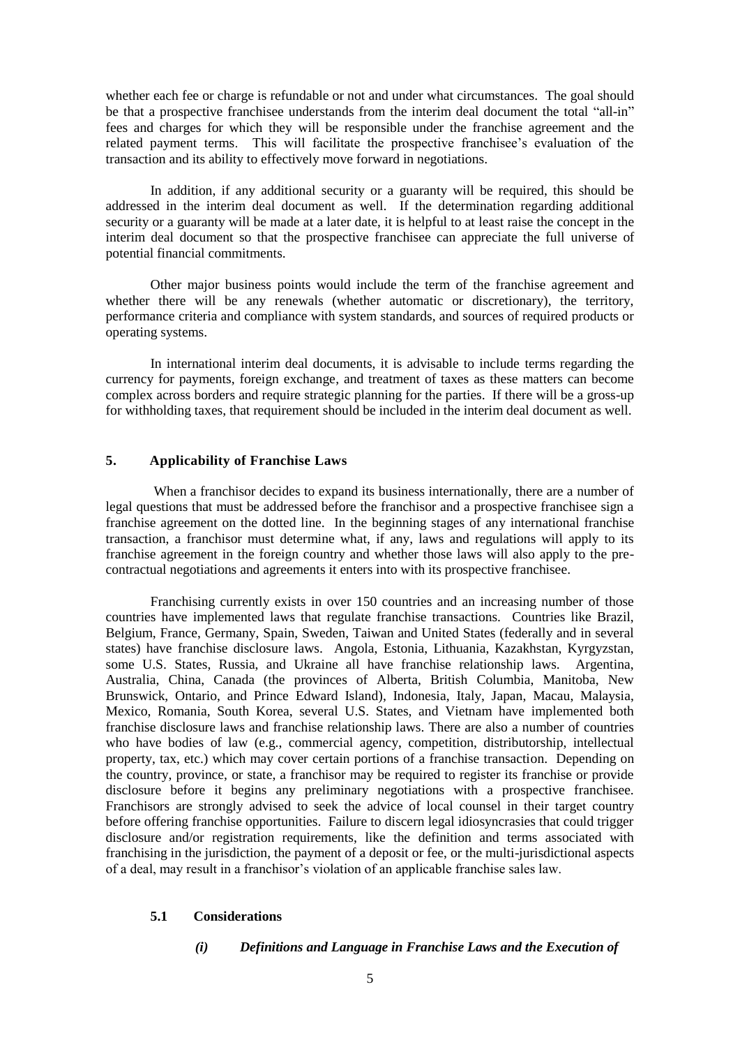whether each fee or charge is refundable or not and under what circumstances. The goal should be that a prospective franchisee understands from the interim deal document the total "all-in" fees and charges for which they will be responsible under the franchise agreement and the related payment terms. This will facilitate the prospective franchisee's evaluation of the transaction and its ability to effectively move forward in negotiations.

In addition, if any additional security or a guaranty will be required, this should be addressed in the interim deal document as well. If the determination regarding additional security or a guaranty will be made at a later date, it is helpful to at least raise the concept in the interim deal document so that the prospective franchisee can appreciate the full universe of potential financial commitments.

Other major business points would include the term of the franchise agreement and whether there will be any renewals (whether automatic or discretionary), the territory, performance criteria and compliance with system standards, and sources of required products or operating systems.

In international interim deal documents, it is advisable to include terms regarding the currency for payments, foreign exchange, and treatment of taxes as these matters can become complex across borders and require strategic planning for the parties. If there will be a gross-up for withholding taxes, that requirement should be included in the interim deal document as well.

## 5. Applicability of Franchise Laws

When a franchisor decides to expand its business internationally, there are a number of legal questions that must be addressed before the franchisor and a prospective franchisee sign a franchise agreement on the dotted line. In the beginning stages of any international franchise transaction, a franchisor must determine what, if any, laws and regulations will apply to its franchise agreement in the foreign country and whether those laws will also apply to the pre-contractual negotiations and agreements it enters into with its prospective franchisee.

Franchising currently exists in over 150 countries and an increasing number of those countries have implemented laws that regulate franchise transactions. Countries like Brazil, Belgium, France, Germany, Spain, Sweden, Taiwan and United States (federally and in several states) have franchise disclosure laws. Angola, Estonia, Lithuania, Kazakhstan, Kyrgyzstan, some U.S. States, Russia, and Ukraine all have franchise relationship laws. Argentina, Australia, China, Canada (the provinces of Alberta, British Columbia, Manitoba, New Brunswick, Ontario, and Prince Edward Island), Indonesia, Italy, Japan, Macau, Malaysia, Mexico, Romania, South Korea, several U.S. States, and Vietnam have implemented both franchise disclosure laws and franchise relationship laws. There are also a number of countries who have bodies of law (e.g., commercial agency, competition, distributorship, intellectual property, tax, etc.) which may cover certain portions of a franchise transaction. Depending on the country, province, or state, a franchisor may be required to register its franchise or provide disclosure before it begins any preliminary negotiations with a prospective franchisee. Franchisors are strongly advised to seek the advice of local counsel in their target country before offering franchise opportunities. Failure to discern legal idiosyncrasies that could trigger disclosure and/or registration requirements, like the definition and terms associated with franchising in the jurisdiction, the payment of a deposit or fee, or the multi-jurisdictional aspects of a deal, may result in a franchisor's violation of an applicable franchise sales law.

### 5.1 Considerations

#### *(i) Definitions and Language in Franchise Laws and the Execution of*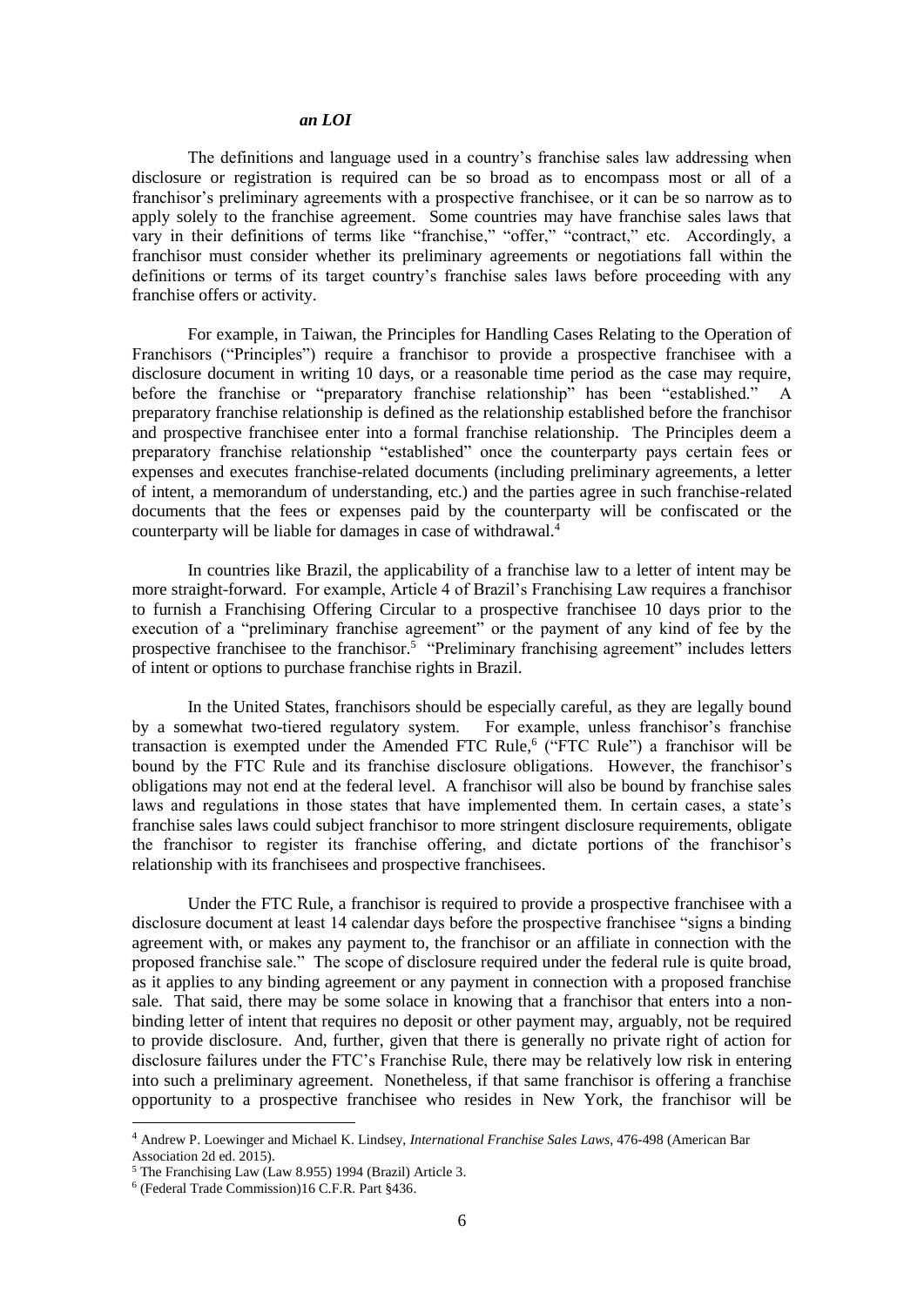***an LOI***

The definitions and language used in a country's franchise sales law addressing when disclosure or registration is required can be so broad as to encompass most or all of a franchisor's preliminary agreements with a prospective franchisee, or it can be so narrow as to apply solely to the franchise agreement. Some countries may have franchise sales laws that vary in their definitions of terms like "franchise," "offer," "contract," etc. Accordingly, a franchisor must consider whether its preliminary agreements or negotiations fall within the definitions or terms of its target country's franchise sales laws before proceeding with any franchise offers or activity.

For example, in Taiwan, the Principles for Handling Cases Relating to the Operation of Franchisors ("Principles") require a franchisor to provide a prospective franchisee with a disclosure document in writing 10 days, or a reasonable time period as the case may require, before the franchise or "preparatory franchise relationship" has been "established." A preparatory franchise relationship is defined as the relationship established before the franchisor and prospective franchisee enter into a formal franchise relationship. The Principles deem a preparatory franchise relationship "established" once the counterparty pays certain fees or expenses and executes franchise-related documents (including preliminary agreements, a letter of intent, a memorandum of understanding, etc.) and the parties agree in such franchise-related documents that the fees or expenses paid by the counterparty will be confiscated or the counterparty will be liable for damages in case of withdrawal.[4]

In countries like Brazil, the applicability of a franchise law to a letter of intent may be more straight-forward. For example, Article 4 of Brazil's Franchising Law requires a franchisor to furnish a Franchising Offering Circular to a prospective franchisee 10 days prior to the execution of a "preliminary franchise agreement" or the payment of any kind of fee by the prospective franchisee to the franchisor.[5] "Preliminary franchising agreement" includes letters of intent or options to purchase franchise rights in Brazil.

In the United States, franchisors should be especially careful, as they are legally bound by a somewhat two-tiered regulatory system. For example, unless franchisor's franchise transaction is exempted under the Amended FTC Rule,[6] ("FTC Rule") a franchisor will be bound by the FTC Rule and its franchise disclosure obligations. However, the franchisor's obligations may not end at the federal level. A franchisor will also be bound by franchise sales laws and regulations in those states that have implemented them. In certain cases, a state's franchise sales laws could subject franchisor to more stringent disclosure requirements, obligate the franchisor to register its franchise offering, and dictate portions of the franchisor's relationship with its franchisees and prospective franchisees.

Under the FTC Rule, a franchisor is required to provide a prospective franchisee with a disclosure document at least 14 calendar days before the prospective franchisee "signs a binding agreement with, or makes any payment to, the franchisor or an affiliate in connection with the proposed franchise sale." The scope of disclosure required under the federal rule is quite broad, as it applies to any binding agreement or any payment in connection with a proposed franchise sale. That said, there may be some solace in knowing that a franchisor that enters into a non-binding letter of intent that requires no deposit or other payment may, arguably, not be required to provide disclosure. And, further, given that there is generally no private right of action for disclosure failures under the FTC's Franchise Rule, there may be relatively low risk in entering into such a preliminary agreement. Nonetheless, if that same franchisor is offering a franchise opportunity to a prospective franchisee who resides in New York, the franchisor will be

---

[4] Andrew P. Loewinger and Michael K. Lindsey, *International Franchise Sales Laws*, 476-498 (American Bar Association 2d ed. 2015).

[5] The Franchising Law (Law 8.955) 1994 (Brazil) Article 3.

[6] (Federal Trade Commission)16 C.F.R. Part §436.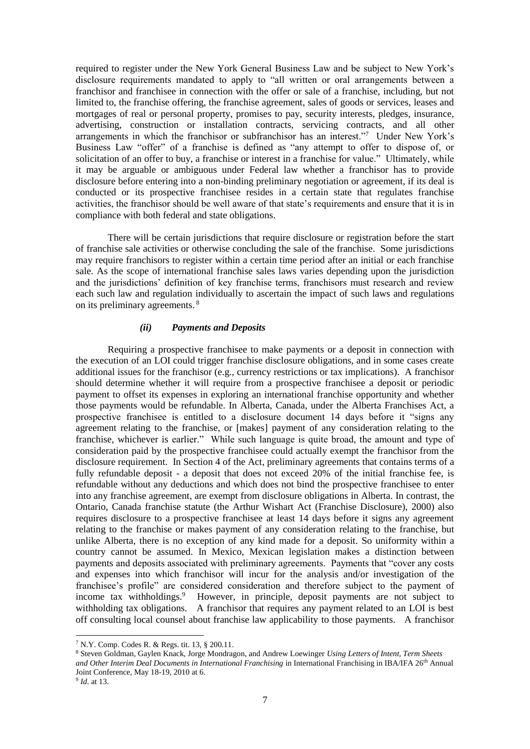required to register under the New York General Business Law and be subject to New York's disclosure requirements mandated to apply to "all written or oral arrangements between a franchisor and franchisee in connection with the offer or sale of a franchise, including, but not limited to, the franchise offering, the franchise agreement, sales of goods or services, leases and mortgages of real or personal property, promises to pay, security interests, pledges, insurance, advertising, construction or installation contracts, servicing contracts, and all other arrangements in which the franchisor or subfranchisor has an interest."[7] Under New York's Business Law "offer" of a franchise is defined as "any attempt to offer to dispose of, or solicitation of an offer to buy, a franchise or interest in a franchise for value." Ultimately, while it may be arguable or ambiguous under Federal law whether a franchisor has to provide disclosure before entering into a non-binding preliminary negotiation or agreement, if its deal is conducted or its prospective franchisee resides in a certain state that regulates franchise activities, the franchisor should be well aware of that state's requirements and ensure that it is in compliance with both federal and state obligations.

There will be certain jurisdictions that require disclosure or registration before the start of franchise sale activities or otherwise concluding the sale of the franchise. Some jurisdictions may require franchisors to register within a certain time period after an initial or each franchise sale. As the scope of international franchise sales laws varies depending upon the jurisdiction and the jurisdictions' definition of key franchise terms, franchisors must research and review each such law and regulation individually to ascertain the impact of such laws and regulations on its preliminary agreements.[8]

#### *(ii) Payments and Deposits*

Requiring a prospective franchisee to make payments or a deposit in connection with the execution of an LOI could trigger franchise disclosure obligations, and in some cases create additional issues for the franchisor (e.g., currency restrictions or tax implications). A franchisor should determine whether it will require from a prospective franchisee a deposit or periodic payment to offset its expenses in exploring an international franchise opportunity and whether those payments would be refundable. In Alberta, Canada, under the Alberta Franchises Act, a prospective franchisee is entitled to a disclosure document 14 days before it "signs any agreement relating to the franchise, or [makes] payment of any consideration relating to the franchise, whichever is earlier." While such language is quite broad, the amount and type of consideration paid by the prospective franchisee could actually exempt the franchisor from the disclosure requirement. In Section 4 of the Act, preliminary agreements that contains terms of a fully refundable deposit - a deposit that does not exceed 20% of the initial franchise fee, is refundable without any deductions and which does not bind the prospective franchisee to enter into any franchise agreement, are exempt from disclosure obligations in Alberta. In contrast, the Ontario, Canada franchise statute (the Arthur Wishart Act (Franchise Disclosure), 2000) also requires disclosure to a prospective franchisee at least 14 days before it signs any agreement relating to the franchise or makes payment of any consideration relating to the franchise, but unlike Alberta, there is no exception of any kind made for a deposit. So uniformity within a country cannot be assumed. In Mexico, Mexican legislation makes a distinction between payments and deposits associated with preliminary agreements. Payments that "cover any costs and expenses into which franchisor will incur for the analysis and/or investigation of the franchisee's profile" are considered consideration and therefore subject to the payment of income tax withholdings.[9] However, in principle, deposit payments are not subject to withholding tax obligations. A franchisor that requires any payment related to an LOI is best off consulting local counsel about franchise law applicability to those payments. A franchisor

---

[7] N.Y. Comp. Codes R. & Regs. tit. 13, § 200.11.

[8] Steven Goldman, Gaylen Knack, Jorge Mondragon, and Andrew Loewinger *Using Letters of Intent, Term Sheets and Other Interim Deal Documents in International Franchising* in International Franchising in IBA/IFA 26th Annual Joint Conference, May 18-19, 2010 at 6.

[9] *Id*. at 13.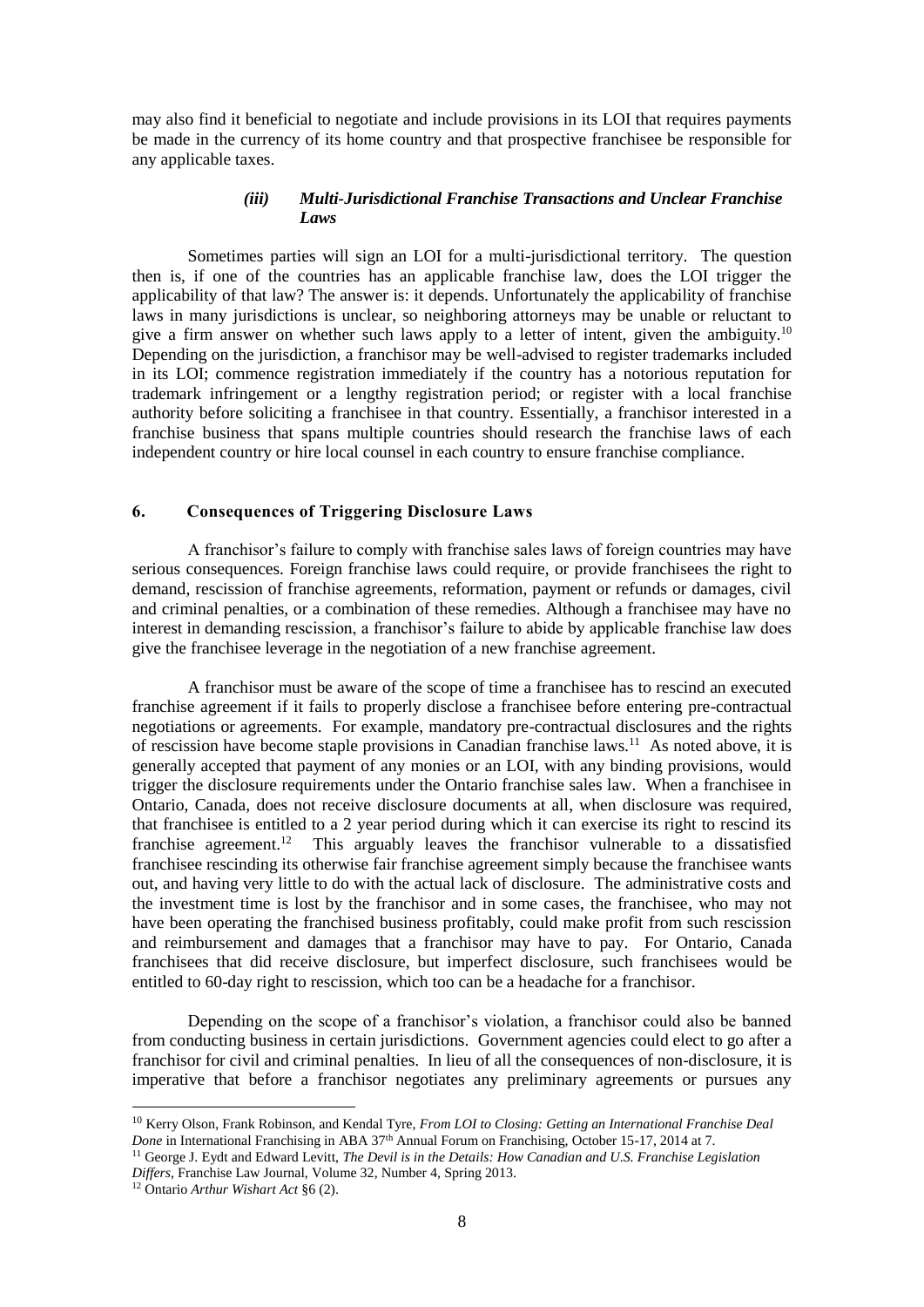may also find it beneficial to negotiate and include provisions in its LOI that requires payments be made in the currency of its home country and that prospective franchisee be responsible for any applicable taxes.

#### *(iii) Multi-Jurisdictional Franchise Transactions and Unclear Franchise Laws*

Sometimes parties will sign an LOI for a multi-jurisdictional territory. The question then is, if one of the countries has an applicable franchise law, does the LOI trigger the applicability of that law? The answer is: it depends. Unfortunately the applicability of franchise laws in many jurisdictions is unclear, so neighboring attorneys may be unable or reluctant to give a firm answer on whether such laws apply to a letter of intent, given the ambiguity.[10] Depending on the jurisdiction, a franchisor may be well-advised to register trademarks included in its LOI; commence registration immediately if the country has a notorious reputation for trademark infringement or a lengthy registration period; or register with a local franchise authority before soliciting a franchisee in that country. Essentially, a franchisor interested in a franchise business that spans multiple countries should research the franchise laws of each independent country or hire local counsel in each country to ensure franchise compliance.

### 6. Consequences of Triggering Disclosure Laws

A franchisor's failure to comply with franchise sales laws of foreign countries may have serious consequences. Foreign franchise laws could require, or provide franchisees the right to demand, rescission of franchise agreements, reformation, payment or refunds or damages, civil and criminal penalties, or a combination of these remedies. Although a franchisee may have no interest in demanding rescission, a franchisor's failure to abide by applicable franchise law does give the franchisee leverage in the negotiation of a new franchise agreement.

A franchisor must be aware of the scope of time a franchisee has to rescind an executed franchise agreement if it fails to properly disclose a franchisee before entering pre-contractual negotiations or agreements. For example, mandatory pre-contractual disclosures and the rights of rescission have become staple provisions in Canadian franchise laws.[11] As noted above, it is generally accepted that payment of any monies or an LOI, with any binding provisions, would trigger the disclosure requirements under the Ontario franchise sales law. When a franchisee in Ontario, Canada, does not receive disclosure documents at all, when disclosure was required, that franchisee is entitled to a 2 year period during which it can exercise its right to rescind its franchise agreement.[12] This arguably leaves the franchisor vulnerable to a dissatisfied franchisee rescinding its otherwise fair franchise agreement simply because the franchisee wants out, and having very little to do with the actual lack of disclosure. The administrative costs and the investment time is lost by the franchisor and in some cases, the franchisee, who may not have been operating the franchised business profitably, could make profit from such rescission and reimbursement and damages that a franchisor may have to pay. For Ontario, Canada franchisees that did receive disclosure, but imperfect disclosure, such franchisees would be entitled to 60-day right to rescission, which too can be a headache for a franchisor.

Depending on the scope of a franchisor's violation, a franchisor could also be banned from conducting business in certain jurisdictions. Government agencies could elect to go after a franchisor for civil and criminal penalties. In lieu of all the consequences of non-disclosure, it is imperative that before a franchisor negotiates any preliminary agreements or pursues any

---

[10] Kerry Olson, Frank Robinson, and Kendal Tyre, *From LOI to Closing: Getting an International Franchise Deal Done* in International Franchising in ABA 37th Annual Forum on Franchising, October 15-17, 2014 at 7.

[11] George J. Eydt and Edward Levitt, *The Devil is in the Details: How Canadian and U.S. Franchise Legislation Differs*, Franchise Law Journal, Volume 32, Number 4, Spring 2013.

[12] Ontario *Arthur Wishart Act* §6 (2).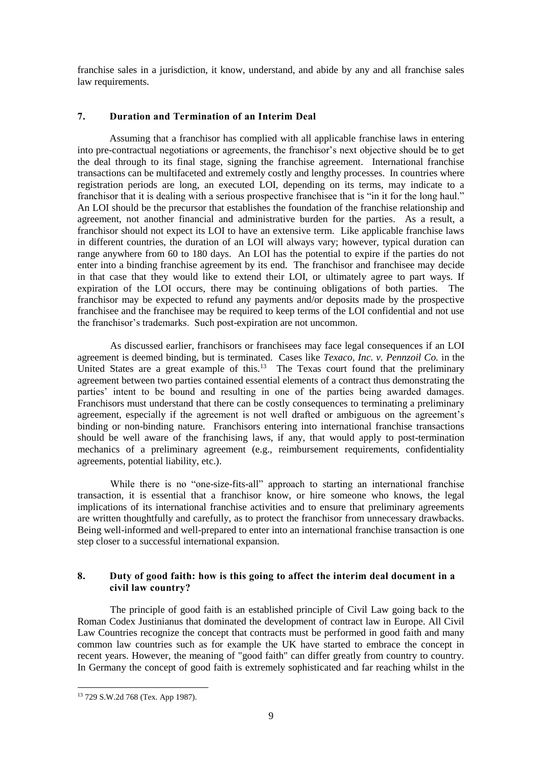franchise sales in a jurisdiction, it know, understand, and abide by any and all franchise sales law requirements.

## 7. Duration and Termination of an Interim Deal

Assuming that a franchisor has complied with all applicable franchise laws in entering into pre-contractual negotiations or agreements, the franchisor's next objective should be to get the deal through to its final stage, signing the franchise agreement. International franchise transactions can be multifaceted and extremely costly and lengthy processes. In countries where registration periods are long, an executed LOI, depending on its terms, may indicate to a franchisor that it is dealing with a serious prospective franchisee that is "in it for the long haul." An LOI should be the precursor that establishes the foundation of the franchise relationship and agreement, not another financial and administrative burden for the parties. As a result, a franchisor should not expect its LOI to have an extensive term. Like applicable franchise laws in different countries, the duration of an LOI will always vary; however, typical duration can range anywhere from 60 to 180 days. An LOI has the potential to expire if the parties do not enter into a binding franchise agreement by its end. The franchisor and franchisee may decide in that case that they would like to extend their LOI, or ultimately agree to part ways. If expiration of the LOI occurs, there may be continuing obligations of both parties. The franchisor may be expected to refund any payments and/or deposits made by the prospective franchisee and the franchisee may be required to keep terms of the LOI confidential and not use the franchisor's trademarks. Such post-expiration are not uncommon.

As discussed earlier, franchisors or franchisees may face legal consequences if an LOI agreement is deemed binding, but is terminated. Cases like *Texaco, Inc. v. Pennzoil Co.* in the United States are a great example of this.[13] The Texas court found that the preliminary agreement between two parties contained essential elements of a contract thus demonstrating the parties' intent to be bound and resulting in one of the parties being awarded damages. Franchisors must understand that there can be costly consequences to terminating a preliminary agreement, especially if the agreement is not well drafted or ambiguous on the agreement's binding or non-binding nature. Franchisors entering into international franchise transactions should be well aware of the franchising laws, if any, that would apply to post-termination mechanics of a preliminary agreement (e.g., reimbursement requirements, confidentiality agreements, potential liability, etc.).

While there is no "one-size-fits-all" approach to starting an international franchise transaction, it is essential that a franchisor know, or hire someone who knows, the legal implications of its international franchise activities and to ensure that preliminary agreements are written thoughtfully and carefully, as to protect the franchisor from unnecessary drawbacks. Being well-informed and well-prepared to enter into an international franchise transaction is one step closer to a successful international expansion.

## 8. Duty of good faith: how is this going to affect the interim deal document in a civil law country?

The principle of good faith is an established principle of Civil Law going back to the Roman Codex Justinianus that dominated the development of contract law in Europe. All Civil Law Countries recognize the concept that contracts must be performed in good faith and many common law countries such as for example the UK have started to embrace the concept in recent years. However, the meaning of "good faith" can differ greatly from country to country. In Germany the concept of good faith is extremely sophisticated and far reaching whilst in the

---

[13] 729 S.W.2d 768 (Tex. App 1987).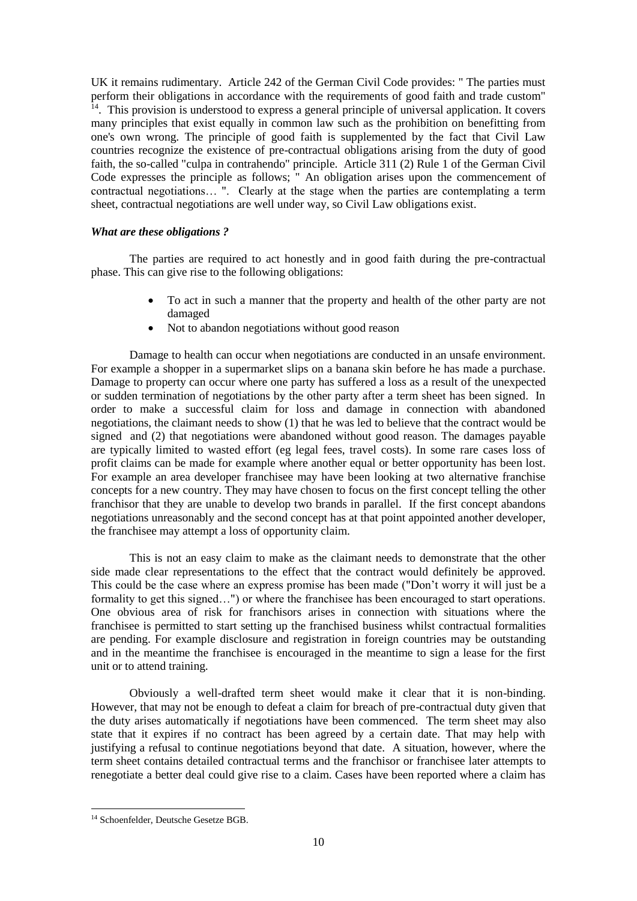UK it remains rudimentary. Article 242 of the German Civil Code provides: " The parties must perform their obligations in accordance with the requirements of good faith and trade custom" [14]. This provision is understood to express a general principle of universal application. It covers many principles that exist equally in common law such as the prohibition on benefitting from one's own wrong. The principle of good faith is supplemented by the fact that Civil Law countries recognize the existence of pre-contractual obligations arising from the duty of good faith, the so-called "culpa in contrahendo" principle. Article 311 (2) Rule 1 of the German Civil Code expresses the principle as follows; " An obligation arises upon the commencement of contractual negotiations… ". Clearly at the stage when the parties are contemplating a term sheet, contractual negotiations are well under way, so Civil Law obligations exist.

***What are these obligations ?***

The parties are required to act honestly and in good faith during the pre-contractual phase. This can give rise to the following obligations:

- To act in such a manner that the property and health of the other party are not damaged
- Not to abandon negotiations without good reason

Damage to health can occur when negotiations are conducted in an unsafe environment. For example a shopper in a supermarket slips on a banana skin before he has made a purchase. Damage to property can occur where one party has suffered a loss as a result of the unexpected or sudden termination of negotiations by the other party after a term sheet has been signed. In order to make a successful claim for loss and damage in connection with abandoned negotiations, the claimant needs to show (1) that he was led to believe that the contract would be signed and (2) that negotiations were abandoned without good reason. The damages payable are typically limited to wasted effort (eg legal fees, travel costs). In some rare cases loss of profit claims can be made for example where another equal or better opportunity has been lost. For example an area developer franchisee may have been looking at two alternative franchise concepts for a new country. They may have chosen to focus on the first concept telling the other franchisor that they are unable to develop two brands in parallel. If the first concept abandons negotiations unreasonably and the second concept has at that point appointed another developer, the franchisee may attempt a loss of opportunity claim.

This is not an easy claim to make as the claimant needs to demonstrate that the other side made clear representations to the effect that the contract would definitely be approved. This could be the case where an express promise has been made ("Don't worry it will just be a formality to get this signed…") or where the franchisee has been encouraged to start operations. One obvious area of risk for franchisors arises in connection with situations where the franchisee is permitted to start setting up the franchised business whilst contractual formalities are pending. For example disclosure and registration in foreign countries may be outstanding and in the meantime the franchisee is encouraged in the meantime to sign a lease for the first unit or to attend training.

Obviously a well-drafted term sheet would make it clear that it is non-binding. However, that may not be enough to defeat a claim for breach of pre-contractual duty given that the duty arises automatically if negotiations have been commenced. The term sheet may also state that it expires if no contract has been agreed by a certain date. That may help with justifying a refusal to continue negotiations beyond that date. A situation, however, where the term sheet contains detailed contractual terms and the franchisor or franchisee later attempts to renegotiate a better deal could give rise to a claim. Cases have been reported where a claim has

[14] Schoenfelder, Deutsche Gesetze BGB.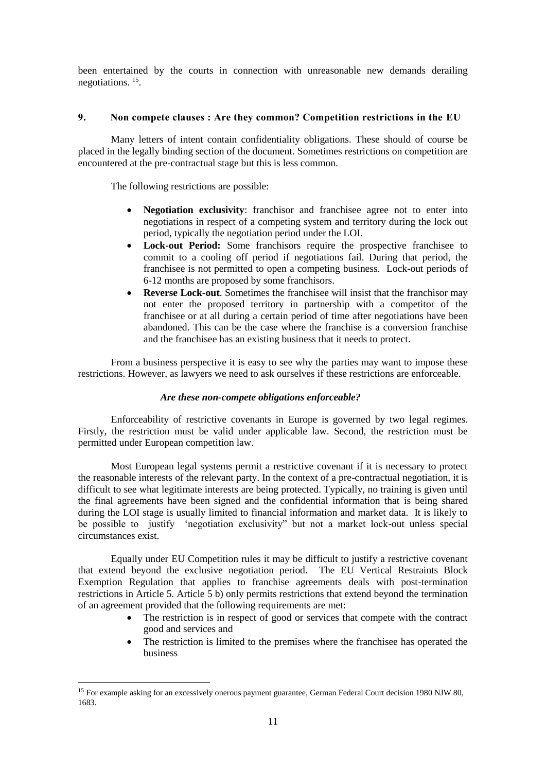been entertained by the courts in connection with unreasonable new demands derailing negotiations. [15].

## 9. Non compete clauses : Are they common? Competition restrictions in the EU

Many letters of intent contain confidentiality obligations. These should of course be placed in the legally binding section of the document. Sometimes restrictions on competition are encountered at the pre-contractual stage but this is less common.

The following restrictions are possible:

- **Negotiation exclusivity**: franchisor and franchisee agree not to enter into negotiations in respect of a competing system and territory during the lock out period, typically the negotiation period under the LOI.
- **Lock-out Period:** Some franchisors require the prospective franchisee to commit to a cooling off period if negotiations fail. During that period, the franchisee is not permitted to open a competing business. Lock-out periods of 6-12 months are proposed by some franchisors.
- **Reverse Lock-out**. Sometimes the franchisee will insist that the franchisor may not enter the proposed territory in partnership with a competitor of the franchisee or at all during a certain period of time after negotiations have been abandoned. This can be the case where the franchise is a conversion franchise and the franchisee has an existing business that it needs to protect.

From a business perspective it is easy to see why the parties may want to impose these restrictions. However, as lawyers we need to ask ourselves if these restrictions are enforceable.

### *Are these non-compete obligations enforceable?*

Enforceability of restrictive covenants in Europe is governed by two legal regimes. Firstly, the restriction must be valid under applicable law. Second, the restriction must be permitted under European competition law.

Most European legal systems permit a restrictive covenant if it is necessary to protect the reasonable interests of the relevant party. In the context of a pre-contractual negotiation, it is difficult to see what legitimate interests are being protected. Typically, no training is given until the final agreements have been signed and the confidential information that is being shared during the LOI stage is usually limited to financial information and market data. It is likely to be possible to justify 'negotiation exclusivity" but not a market lock-out unless special circumstances exist.

Equally under EU Competition rules it may be difficult to justify a restrictive covenant that extend beyond the exclusive negotiation period. The EU Vertical Restraints Block Exemption Regulation that applies to franchise agreements deals with post-termination restrictions in Article 5. Article 5 b) only permits restrictions that extend beyond the termination of an agreement provided that the following requirements are met:

- The restriction is in respect of good or services that compete with the contract good and services and
- The restriction is limited to the premises where the franchisee has operated the business

[15] For example asking for an excessively onerous payment guarantee, German Federal Court decision 1980 NJW 80, 1683.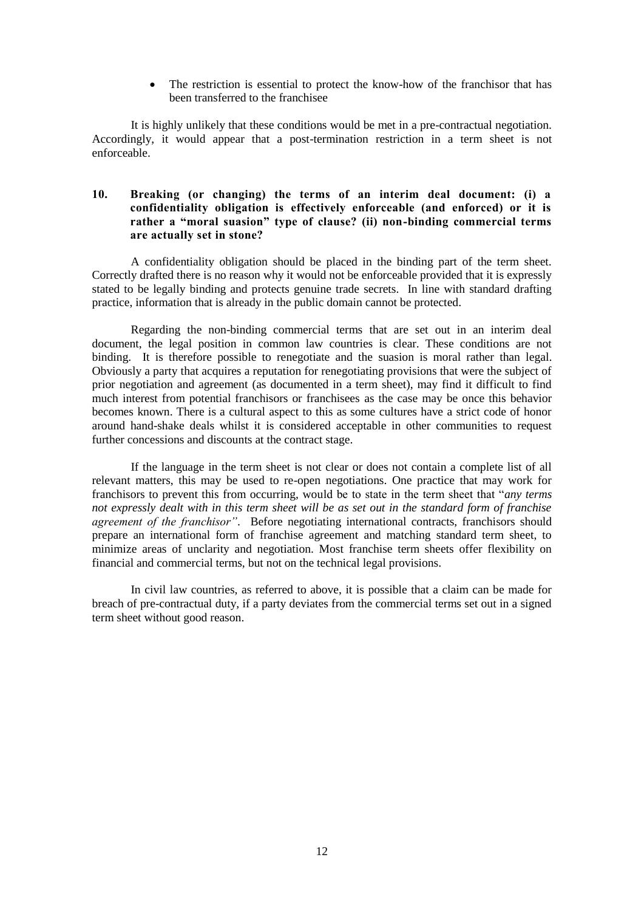- The restriction is essential to protect the know-how of the franchisor that has been transferred to the franchisee

It is highly unlikely that these conditions would be met in a pre-contractual negotiation. Accordingly, it would appear that a post-termination restriction in a term sheet is not enforceable.

## 10. Breaking (or changing) the terms of an interim deal document: (i) a confidentiality obligation is effectively enforceable (and enforced) or it is rather a "moral suasion" type of clause? (ii) non-binding commercial terms are actually set in stone?

A confidentiality obligation should be placed in the binding part of the term sheet. Correctly drafted there is no reason why it would not be enforceable provided that it is expressly stated to be legally binding and protects genuine trade secrets. In line with standard drafting practice, information that is already in the public domain cannot be protected.

Regarding the non-binding commercial terms that are set out in an interim deal document, the legal position in common law countries is clear. These conditions are not binding. It is therefore possible to renegotiate and the suasion is moral rather than legal. Obviously a party that acquires a reputation for renegotiating provisions that were the subject of prior negotiation and agreement (as documented in a term sheet), may find it difficult to find much interest from potential franchisors or franchisees as the case may be once this behavior becomes known. There is a cultural aspect to this as some cultures have a strict code of honor around hand-shake deals whilst it is considered acceptable in other communities to request further concessions and discounts at the contract stage.

If the language in the term sheet is not clear or does not contain a complete list of all relevant matters, this may be used to re-open negotiations. One practice that may work for franchisors to prevent this from occurring, would be to state in the term sheet that "*any terms not expressly dealt with in this term sheet will be as set out in the standard form of franchise agreement of the franchisor*". Before negotiating international contracts, franchisors should prepare an international form of franchise agreement and matching standard term sheet, to minimize areas of unclarity and negotiation. Most franchise term sheets offer flexibility on financial and commercial terms, but not on the technical legal provisions.

In civil law countries, as referred to above, it is possible that a claim can be made for breach of pre-contractual duty, if a party deviates from the commercial terms set out in a signed term sheet without good reason.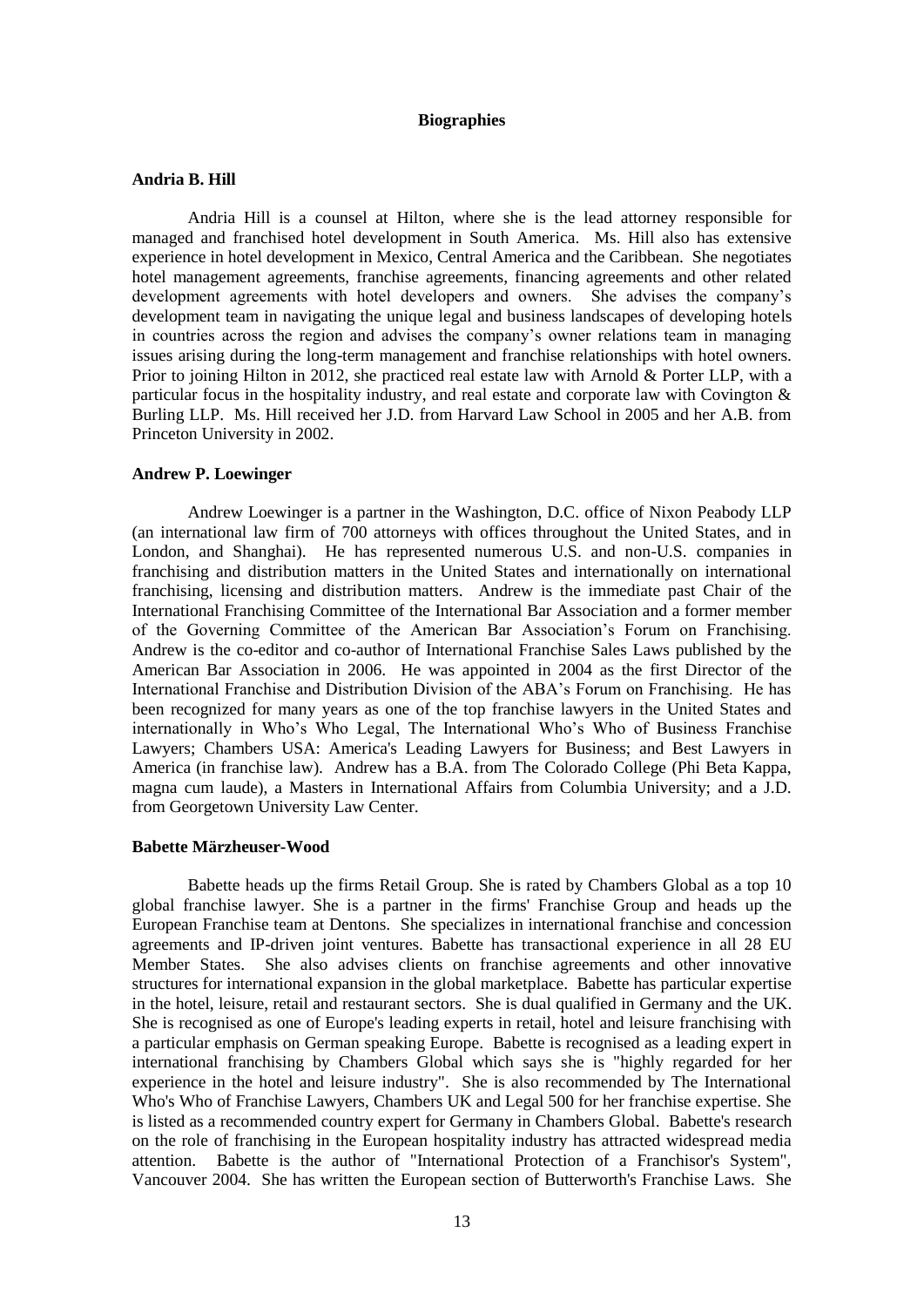## Biographies

### Andria B. Hill

Andria Hill is a counsel at Hilton, where she is the lead attorney responsible for managed and franchised hotel development in South America. Ms. Hill also has extensive experience in hotel development in Mexico, Central America and the Caribbean. She negotiates hotel management agreements, franchise agreements, financing agreements and other related development agreements with hotel developers and owners. She advises the company's development team in navigating the unique legal and business landscapes of developing hotels in countries across the region and advises the company's owner relations team in managing issues arising during the long-term management and franchise relationships with hotel owners. Prior to joining Hilton in 2012, she practiced real estate law with Arnold & Porter LLP, with a particular focus in the hospitality industry, and real estate and corporate law with Covington & Burling LLP. Ms. Hill received her J.D. from Harvard Law School in 2005 and her A.B. from Princeton University in 2002.

### Andrew P. Loewinger

Andrew Loewinger is a partner in the Washington, D.C. office of Nixon Peabody LLP (an international law firm of 700 attorneys with offices throughout the United States, and in London, and Shanghai). He has represented numerous U.S. and non-U.S. companies in franchising and distribution matters in the United States and internationally on international franchising, licensing and distribution matters. Andrew is the immediate past Chair of the International Franchising Committee of the International Bar Association and a former member of the Governing Committee of the American Bar Association's Forum on Franchising. Andrew is the co-editor and co-author of International Franchise Sales Laws published by the American Bar Association in 2006. He was appointed in 2004 as the first Director of the International Franchise and Distribution Division of the ABA's Forum on Franchising. He has been recognized for many years as one of the top franchise lawyers in the United States and internationally in Who's Who Legal, The International Who's Who of Business Franchise Lawyers; Chambers USA: America's Leading Lawyers for Business; and Best Lawyers in America (in franchise law). Andrew has a B.A. from The Colorado College (Phi Beta Kappa, magna cum laude), a Masters in International Affairs from Columbia University; and a J.D. from Georgetown University Law Center.

### Babette Märzheuser-Wood

Babette heads up the firms Retail Group. She is rated by Chambers Global as a top 10 global franchise lawyer. She is a partner in the firms' Franchise Group and heads up the European Franchise team at Dentons. She specializes in international franchise and concession agreements and IP-driven joint ventures. Babette has transactional experience in all 28 EU Member States. She also advises clients on franchise agreements and other innovative structures for international expansion in the global marketplace. Babette has particular expertise in the hotel, leisure, retail and restaurant sectors. She is dual qualified in Germany and the UK. She is recognised as one of Europe's leading experts in retail, hotel and leisure franchising with a particular emphasis on German speaking Europe. Babette is recognised as a leading expert in international franchising by Chambers Global which says she is "highly regarded for her experience in the hotel and leisure industry". She is also recommended by The International Who's Who of Franchise Lawyers, Chambers UK and Legal 500 for her franchise expertise. She is listed as a recommended country expert for Germany in Chambers Global. Babette's research on the role of franchising in the European hospitality industry has attracted widespread media attention. Babette is the author of "International Protection of a Franchisor's System", Vancouver 2004. She has written the European section of Butterworth's Franchise Laws. She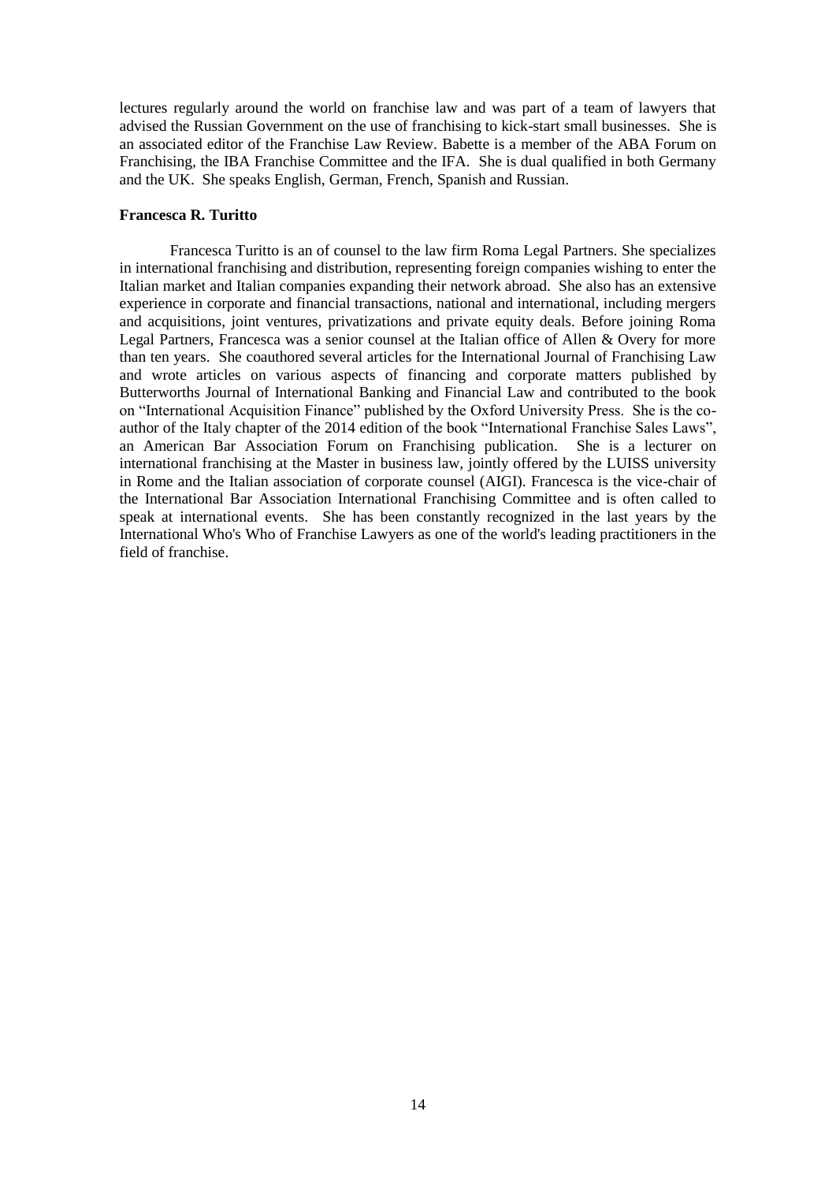lectures regularly around the world on franchise law and was part of a team of lawyers that advised the Russian Government on the use of franchising to kick-start small businesses. She is an associated editor of the Franchise Law Review. Babette is a member of the ABA Forum on Franchising, the IBA Franchise Committee and the IFA. She is dual qualified in both Germany and the UK. She speaks English, German, French, Spanish and Russian.

**Francesca R. Turitto**

Francesca Turitto is an of counsel to the law firm Roma Legal Partners. She specializes in international franchising and distribution, representing foreign companies wishing to enter the Italian market and Italian companies expanding their network abroad. She also has an extensive experience in corporate and financial transactions, national and international, including mergers and acquisitions, joint ventures, privatizations and private equity deals. Before joining Roma Legal Partners, Francesca was a senior counsel at the Italian office of Allen & Overy for more than ten years. She coauthored several articles for the International Journal of Franchising Law and wrote articles on various aspects of financing and corporate matters published by Butterworths Journal of International Banking and Financial Law and contributed to the book on "International Acquisition Finance" published by the Oxford University Press. She is the co-author of the Italy chapter of the 2014 edition of the book "International Franchise Sales Laws", an American Bar Association Forum on Franchising publication. She is a lecturer on international franchising at the Master in business law, jointly offered by the LUISS university in Rome and the Italian association of corporate counsel (AIGI). Francesca is the vice-chair of the International Bar Association International Franchising Committee and is often called to speak at international events. She has been constantly recognized in the last years by the International Who's Who of Franchise Lawyers as one of the world's leading practitioners in the field of franchise.